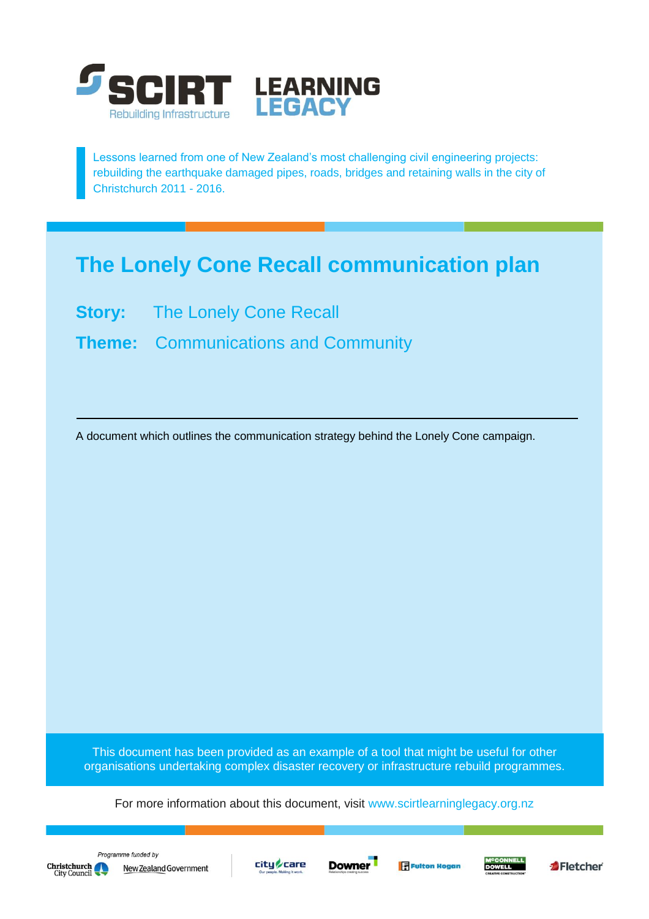SCIRT Rebuilding Infrastructure

LEARNING LEGACY

Lessons learned from one of New Zealand's most challenging civil engineering projects: rebuilding the earthquake damaged pipes, roads, bridges and retaining walls in the city of Christchurch 2011 - 2016.

# The Lonely Cone Recall communication plan

**Story:** The Lonely Cone Recall

**Theme:** Communications and Community

---

A document which outlines the communication strategy behind the Lonely Cone campaign.

This document has been provided as an example of a tool that might be useful for other organisations undertaking complex disaster recovery or infrastructure rebuild programmes.

For more information about this document, visit www.scirtlearninglegacy.org.nz

*Programme funded by* Christchurch City Council, New Zealand Government

City Care, Downer, Fulton Hogan, McConnell Dowell, Fletcher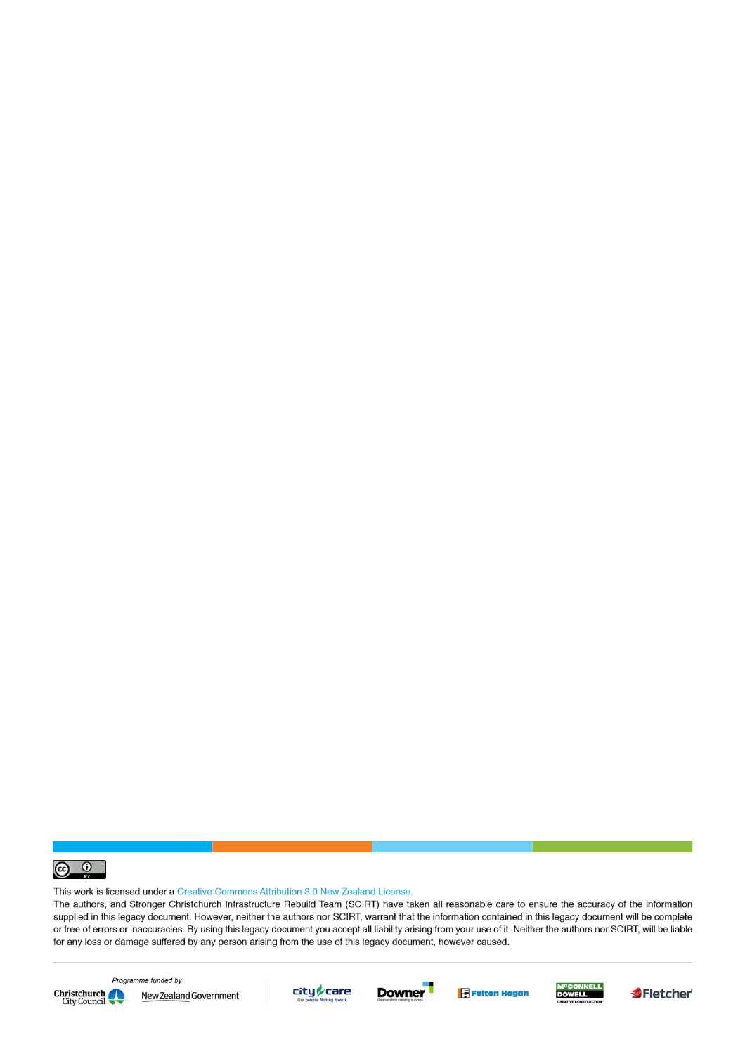This work is licensed under a Creative Commons Attribution 3.0 New Zealand License.

The authors, and Stronger Christchurch Infrastructure Rebuild Team (SCIRT) have taken all reasonable care to ensure the accuracy of the information supplied in this legacy document. However, neither the authors nor SCIRT, warrant that the information contained in this legacy document will be complete or free of errors or inaccuracies. By using this legacy document you accept all liability arising from your use of it. Neither the authors nor SCIRT, will be liable for any loss or damage suffered by any person arising from the use of this legacy document, however caused.

*Programme funded by*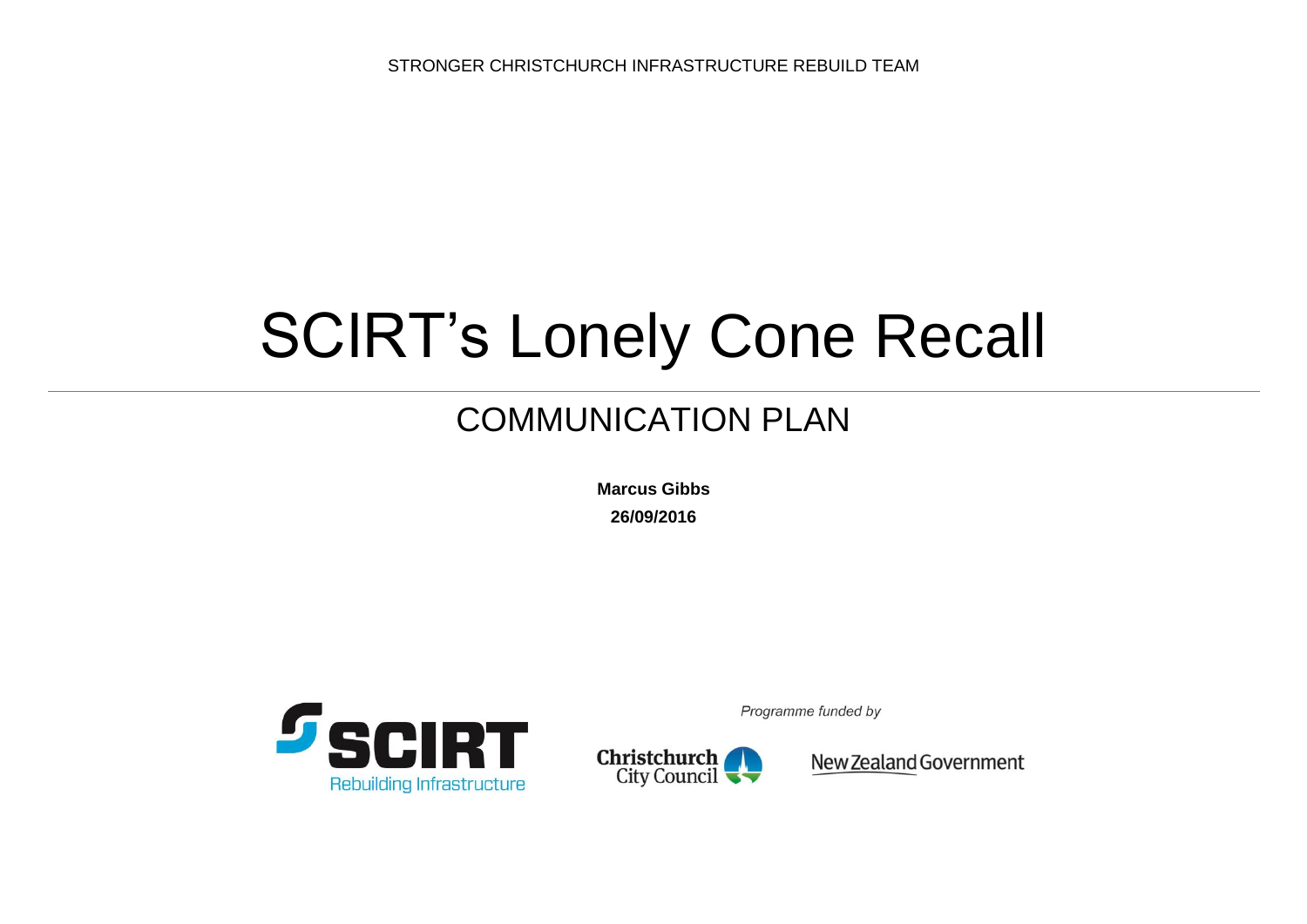STRONGER CHRISTCHURCH INFRASTRUCTURE REBUILD TEAM

# SCIRT's Lonely Cone Recall

## COMMUNICATION PLAN

**Marcus Gibbs**

**26/09/2016**

SCIRT Rebuilding Infrastructure

*Programme funded by*

Christchurch City Council

New Zealand Government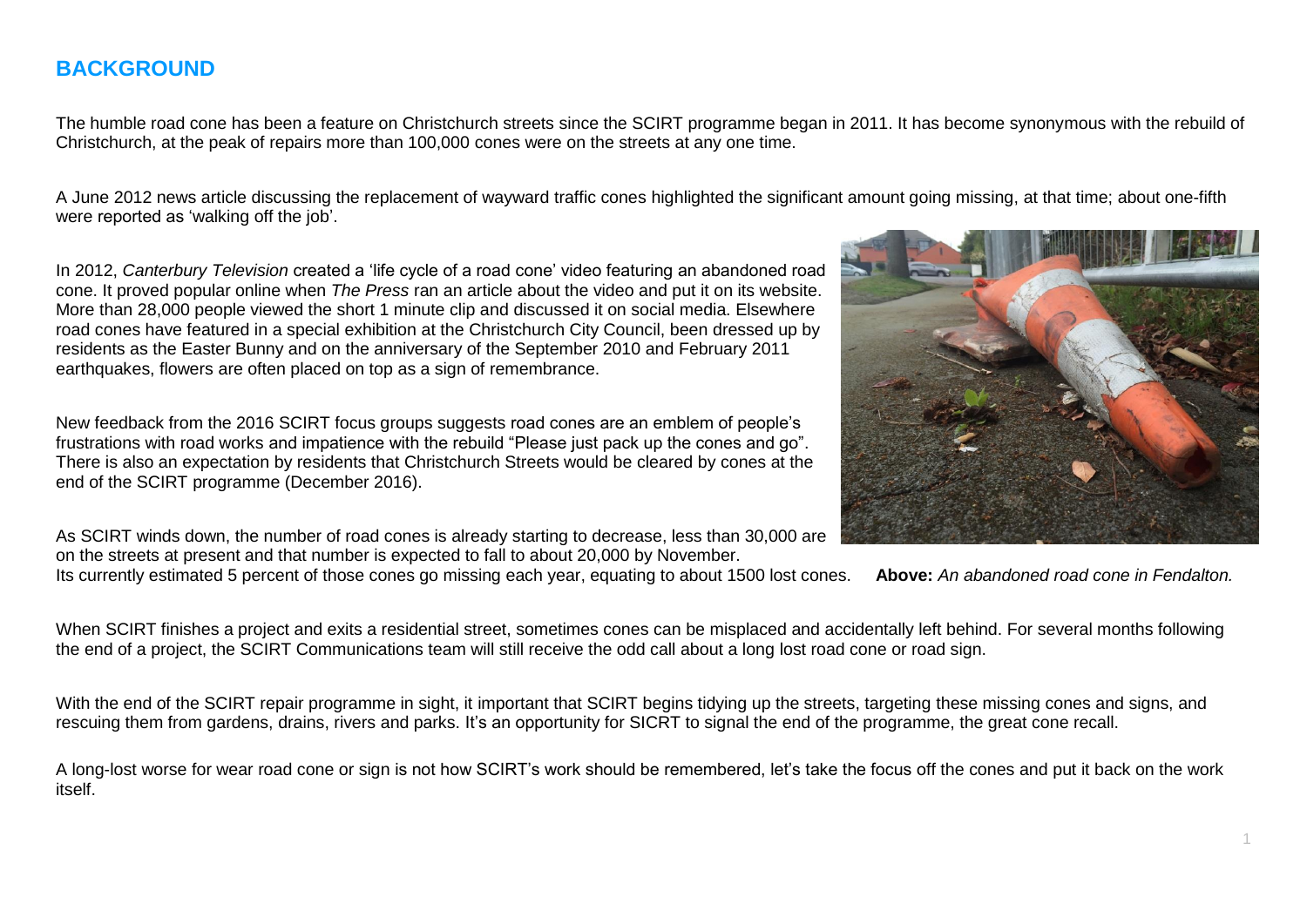## BACKGROUND

The humble road cone has been a feature on Christchurch streets since the SCIRT programme began in 2011. It has become synonymous with the rebuild of Christchurch, at the peak of repairs more than 100,000 cones were on the streets at any one time.

A June 2012 news article discussing the replacement of wayward traffic cones highlighted the significant amount going missing, at that time; about one-fifth were reported as 'walking off the job'.

In 2012, *Canterbury Television* created a 'life cycle of a road cone' video featuring an abandoned road cone. It proved popular online when *The Press* ran an article about the video and put it on its website. More than 28,000 people viewed the short 1 minute clip and discussed it on social media. Elsewhere road cones have featured in a special exhibition at the Christchurch City Council, been dressed up by residents as the Easter Bunny and on the anniversary of the September 2010 and February 2011 earthquakes, flowers are often placed on top as a sign of remembrance.

New feedback from the 2016 SCIRT focus groups suggests road cones are an emblem of people's frustrations with road works and impatience with the rebuild "Please just pack up the cones and go". There is also an expectation by residents that Christchurch Streets would be cleared by cones at the end of the SCIRT programme (December 2016).

As SCIRT winds down, the number of road cones is already starting to decrease, less than 30,000 are on the streets at present and that number is expected to fall to about 20,000 by November. Its currently estimated 5 percent of those cones go missing each year, equating to about 1500 lost cones.

**Above:** *An abandoned road cone in Fendalton.*

When SCIRT finishes a project and exits a residential street, sometimes cones can be misplaced and accidentally left behind. For several months following the end of a project, the SCIRT Communications team will still receive the odd call about a long lost road cone or road sign.

With the end of the SCIRT repair programme in sight, it important that SCIRT begins tidying up the streets, targeting these missing cones and signs, and rescuing them from gardens, drains, rivers and parks. It's an opportunity for SICRT to signal the end of the programme, the great cone recall.

A long-lost worse for wear road cone or sign is not how SCIRT's work should be remembered, let's take the focus off the cones and put it back on the work itself.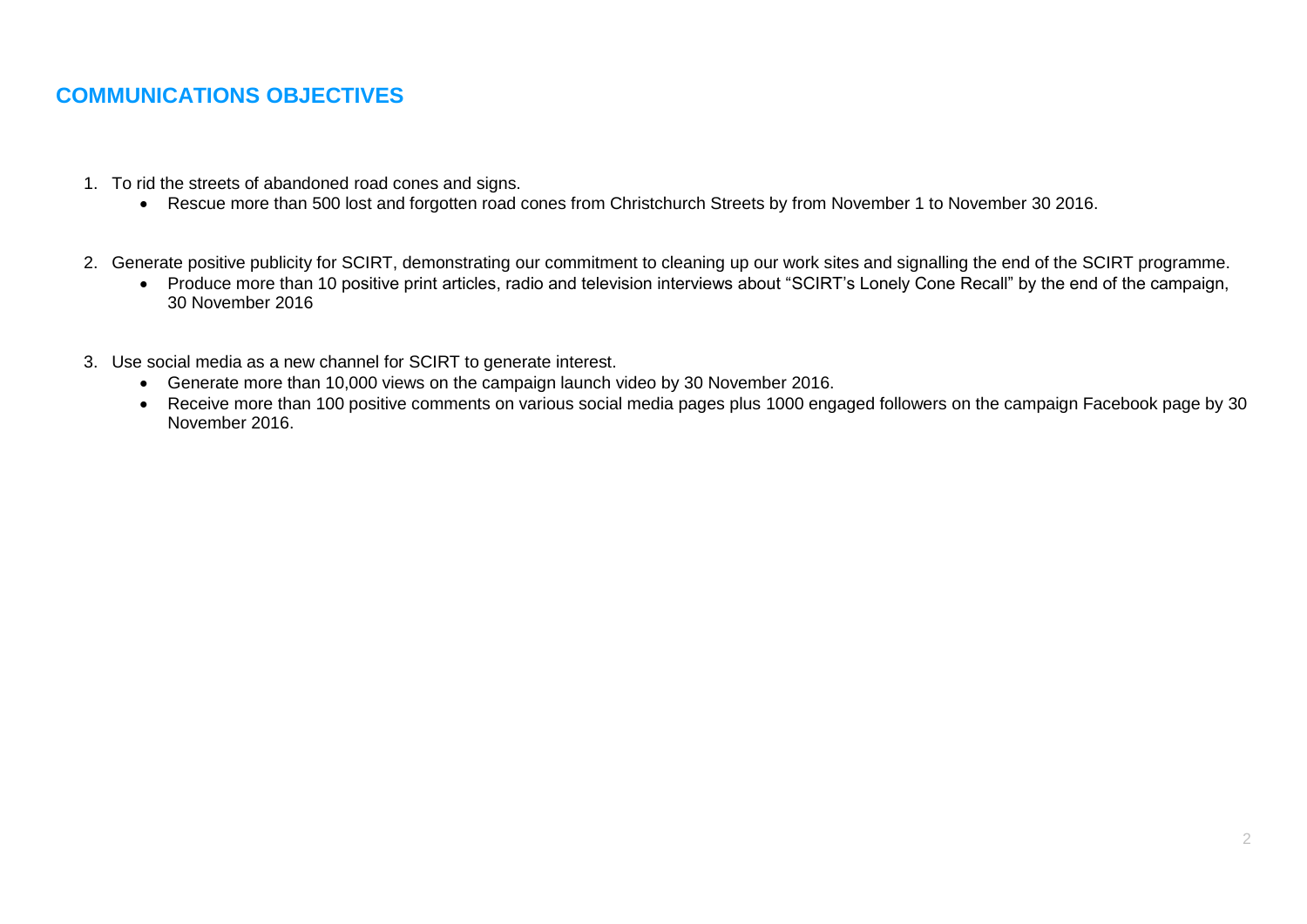## COMMUNICATIONS OBJECTIVES

1. To rid the streets of abandoned road cones and signs.
   - Rescue more than 500 lost and forgotten road cones from Christchurch Streets by from November 1 to November 30 2016.

2. Generate positive publicity for SCIRT, demonstrating our commitment to cleaning up our work sites and signalling the end of the SCIRT programme.
   - Produce more than 10 positive print articles, radio and television interviews about "SCIRT's Lonely Cone Recall" by the end of the campaign, 30 November 2016

3. Use social media as a new channel for SCIRT to generate interest.
   - Generate more than 10,000 views on the campaign launch video by 30 November 2016.
   - Receive more than 100 positive comments on various social media pages plus 1000 engaged followers on the campaign Facebook page by 30 November 2016.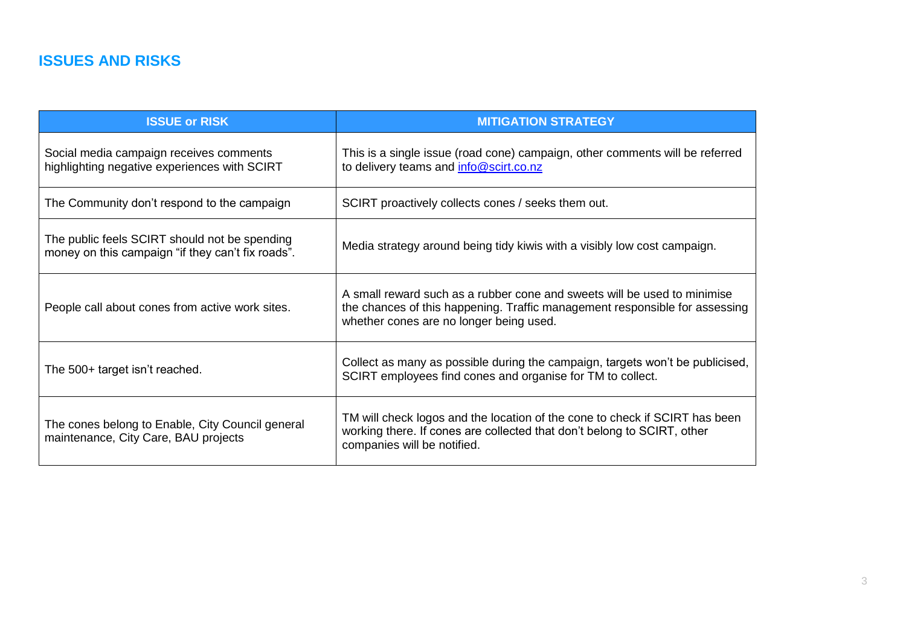## ISSUES AND RISKS

| ISSUE or RISK | MITIGATION STRATEGY |
| --- | --- |
| Social media campaign receives comments highlighting negative experiences with SCIRT | This is a single issue (road cone) campaign, other comments will be referred to delivery teams and info@scirt.co.nz |
| The Community don't respond to the campaign | SCIRT proactively collects cones / seeks them out. |
| The public feels SCIRT should not be spending money on this campaign "if they can't fix roads". | Media strategy around being tidy kiwis with a visibly low cost campaign. |
| People call about cones from active work sites. | A small reward such as a rubber cone and sweets will be used to minimise the chances of this happening. Traffic management responsible for assessing whether cones are no longer being used. |
| The 500+ target isn't reached. | Collect as many as possible during the campaign, targets won't be publicised, SCIRT employees find cones and organise for TM to collect. |
| The cones belong to Enable, City Council general maintenance, City Care, BAU projects | TM will check logos and the location of the cone to check if SCIRT has been working there. If cones are collected that don't belong to SCIRT, other companies will be notified. |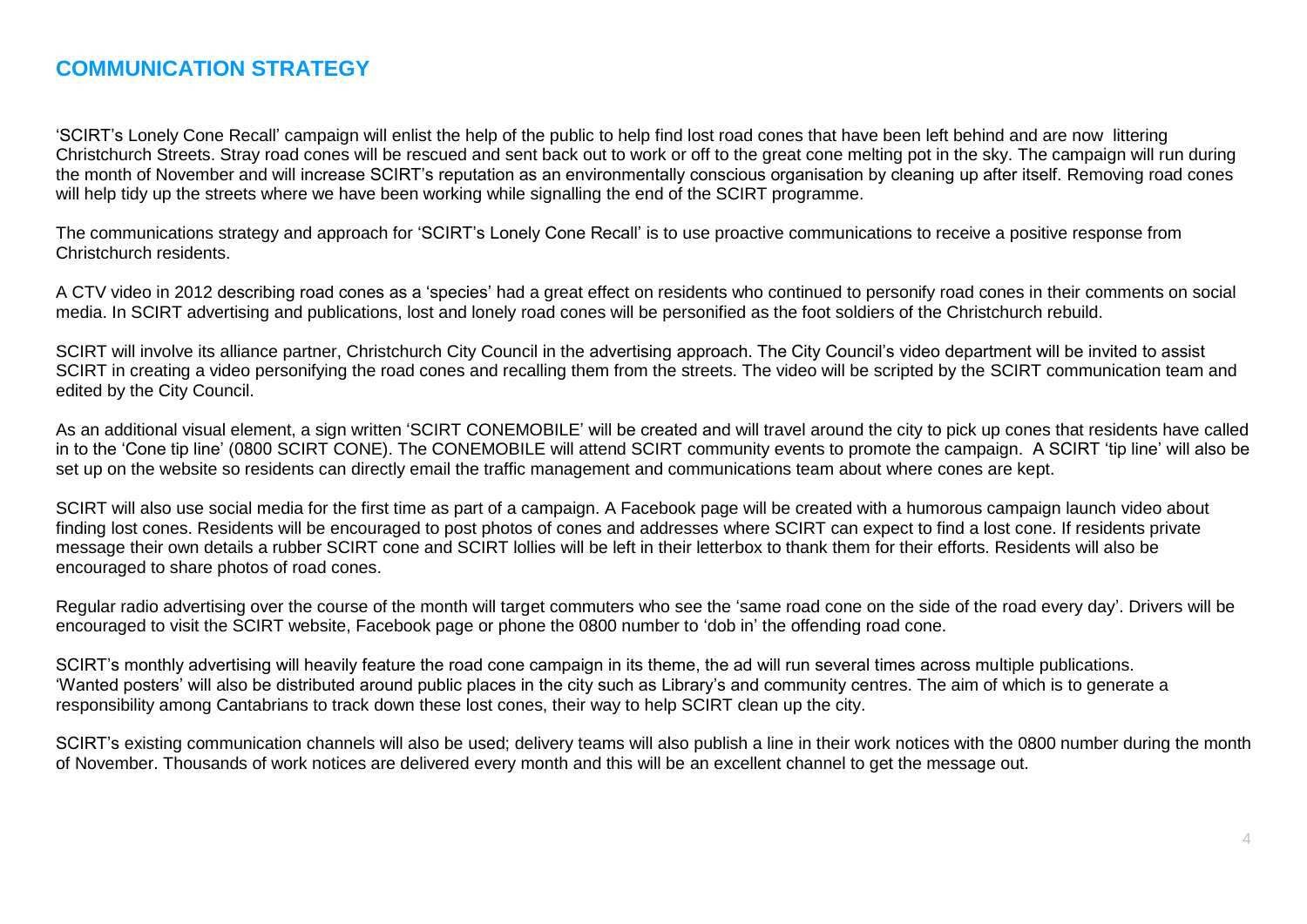## COMMUNICATION STRATEGY

'SCIRT's Lonely Cone Recall' campaign will enlist the help of the public to help find lost road cones that have been left behind and are now littering Christchurch Streets. Stray road cones will be rescued and sent back out to work or off to the great cone melting pot in the sky. The campaign will run during the month of November and will increase SCIRT's reputation as an environmentally conscious organisation by cleaning up after itself. Removing road cones will help tidy up the streets where we have been working while signalling the end of the SCIRT programme.

The communications strategy and approach for 'SCIRT's Lonely Cone Recall' is to use proactive communications to receive a positive response from Christchurch residents.

A CTV video in 2012 describing road cones as a 'species' had a great effect on residents who continued to personify road cones in their comments on social media. In SCIRT advertising and publications, lost and lonely road cones will be personified as the foot soldiers of the Christchurch rebuild.

SCIRT will involve its alliance partner, Christchurch City Council in the advertising approach. The City Council's video department will be invited to assist SCIRT in creating a video personifying the road cones and recalling them from the streets. The video will be scripted by the SCIRT communication team and edited by the City Council.

As an additional visual element, a sign written 'SCIRT CONEMOBILE' will be created and will travel around the city to pick up cones that residents have called in to the 'Cone tip line' (0800 SCIRT CONE). The CONEMOBILE will attend SCIRT community events to promote the campaign. A SCIRT 'tip line' will also be set up on the website so residents can directly email the traffic management and communications team about where cones are kept.

SCIRT will also use social media for the first time as part of a campaign. A Facebook page will be created with a humorous campaign launch video about finding lost cones. Residents will be encouraged to post photos of cones and addresses where SCIRT can expect to find a lost cone. If residents private message their own details a rubber SCIRT cone and SCIRT lollies will be left in their letterbox to thank them for their efforts. Residents will also be encouraged to share photos of road cones.

Regular radio advertising over the course of the month will target commuters who see the 'same road cone on the side of the road every day'. Drivers will be encouraged to visit the SCIRT website, Facebook page or phone the 0800 number to 'dob in' the offending road cone.

SCIRT's monthly advertising will heavily feature the road cone campaign in its theme, the ad will run several times across multiple publications. 'Wanted posters' will also be distributed around public places in the city such as Library's and community centres. The aim of which is to generate a responsibility among Cantabrians to track down these lost cones, their way to help SCIRT clean up the city.

SCIRT's existing communication channels will also be used; delivery teams will also publish a line in their work notices with the 0800 number during the month of November. Thousands of work notices are delivered every month and this will be an excellent channel to get the message out.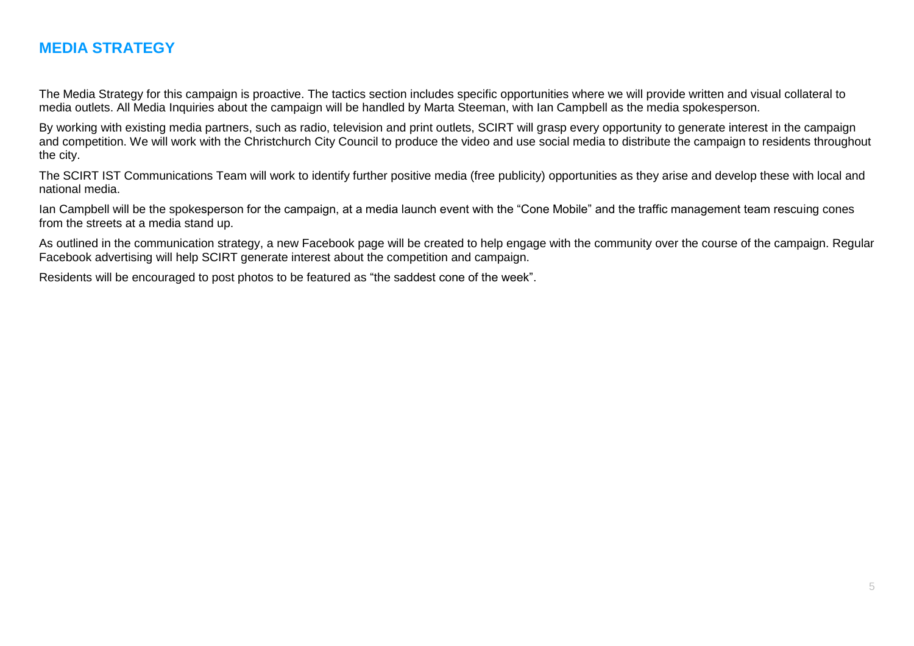## MEDIA STRATEGY

The Media Strategy for this campaign is proactive. The tactics section includes specific opportunities where we will provide written and visual collateral to media outlets. All Media Inquiries about the campaign will be handled by Marta Steeman, with Ian Campbell as the media spokesperson.

By working with existing media partners, such as radio, television and print outlets, SCIRT will grasp every opportunity to generate interest in the campaign and competition. We will work with the Christchurch City Council to produce the video and use social media to distribute the campaign to residents throughout the city.

The SCIRT IST Communications Team will work to identify further positive media (free publicity) opportunities as they arise and develop these with local and national media.

Ian Campbell will be the spokesperson for the campaign, at a media launch event with the "Cone Mobile" and the traffic management team rescuing cones from the streets at a media stand up.

As outlined in the communication strategy, a new Facebook page will be created to help engage with the community over the course of the campaign. Regular Facebook advertising will help SCIRT generate interest about the competition and campaign.

Residents will be encouraged to post photos to be featured as "the saddest cone of the week".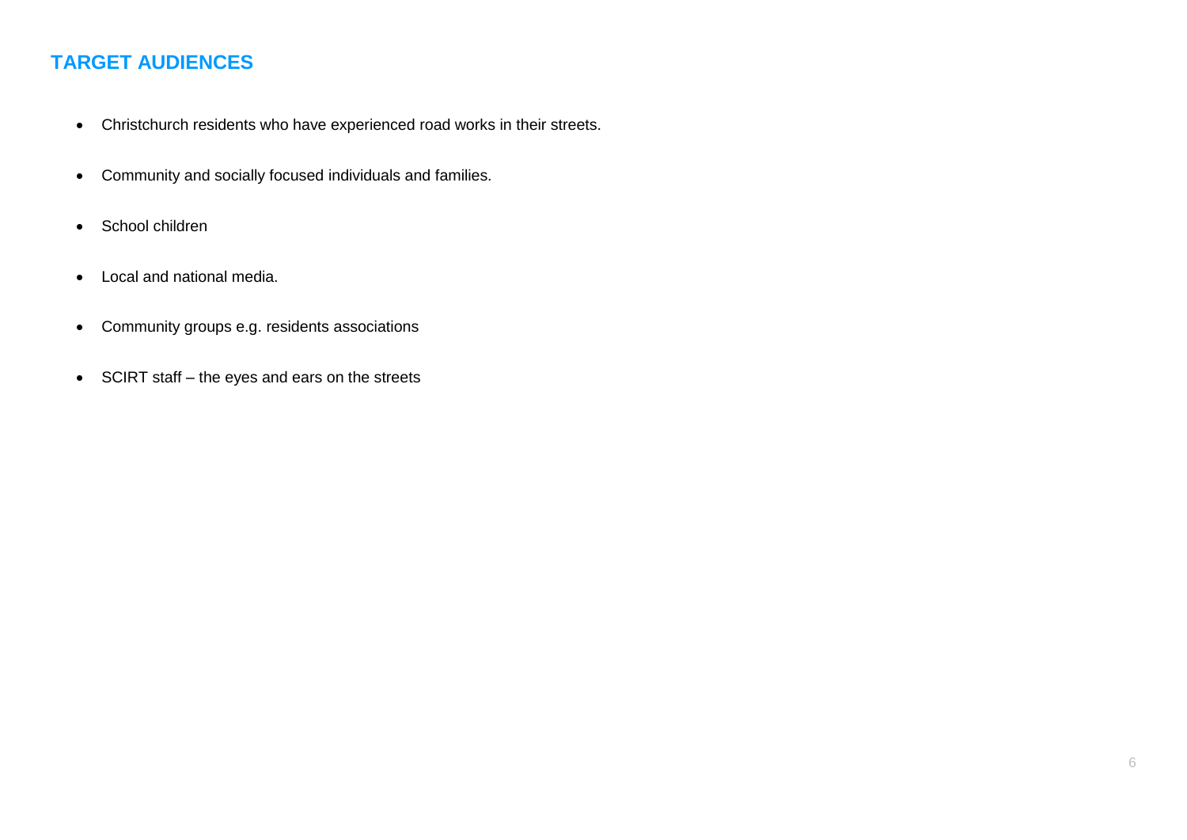## TARGET AUDIENCES

- Christchurch residents who have experienced road works in their streets.
- Community and socially focused individuals and families.
- School children
- Local and national media.
- Community groups e.g. residents associations
- SCIRT staff – the eyes and ears on the streets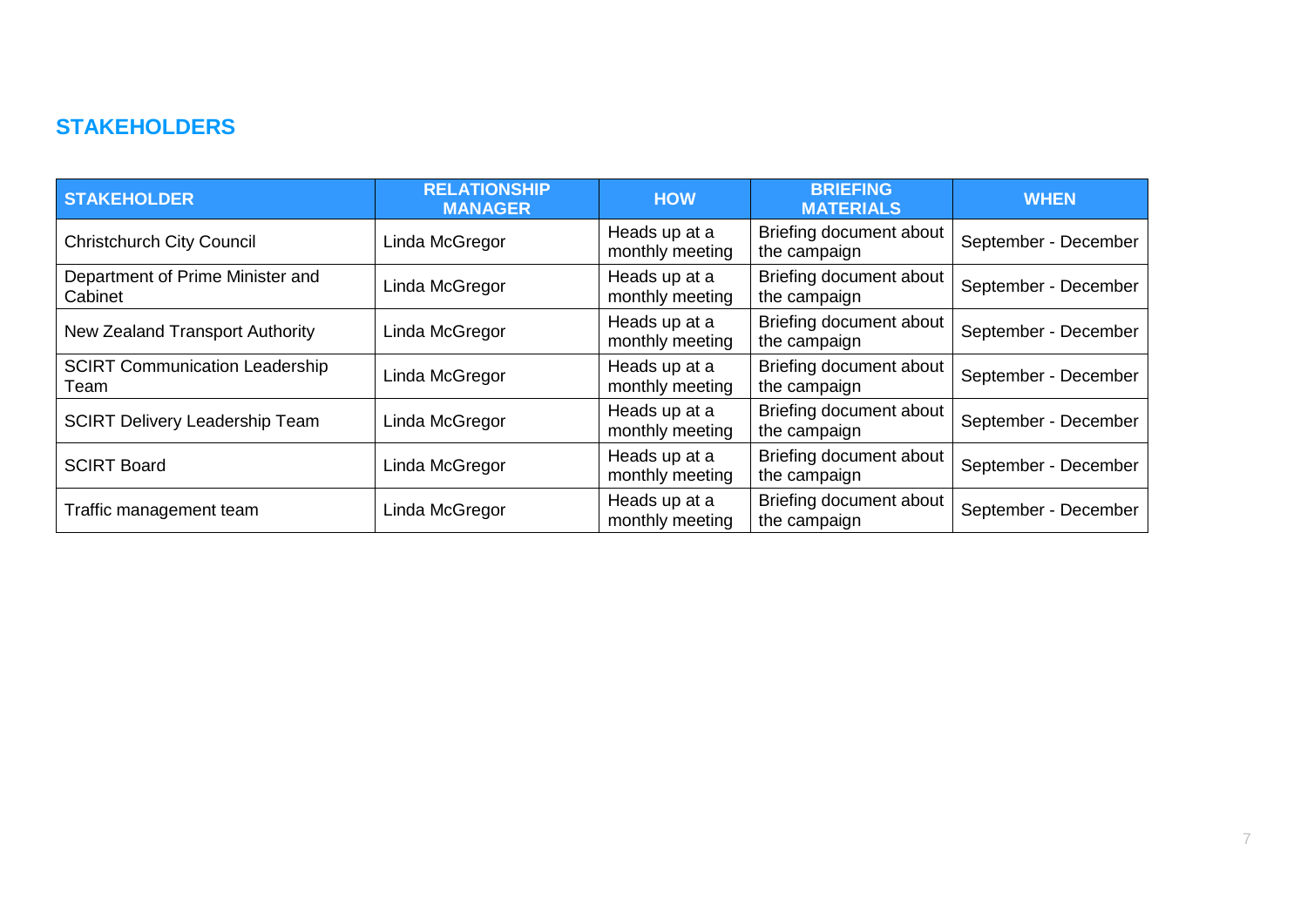## STAKEHOLDERS

| STAKEHOLDER | RELATIONSHIP MANAGER | HOW | BRIEFING MATERIALS | WHEN |
|---|---|---|---|---|
| Christchurch City Council | Linda McGregor | Heads up at a monthly meeting | Briefing document about the campaign | September - December |
| Department of Prime Minister and Cabinet | Linda McGregor | Heads up at a monthly meeting | Briefing document about the campaign | September - December |
| New Zealand Transport Authority | Linda McGregor | Heads up at a monthly meeting | Briefing document about the campaign | September - December |
| SCIRT Communication Leadership Team | Linda McGregor | Heads up at a monthly meeting | Briefing document about the campaign | September - December |
| SCIRT Delivery Leadership Team | Linda McGregor | Heads up at a monthly meeting | Briefing document about the campaign | September - December |
| SCIRT Board | Linda McGregor | Heads up at a monthly meeting | Briefing document about the campaign | September - December |
| Traffic management team | Linda McGregor | Heads up at a monthly meeting | Briefing document about the campaign | September - December |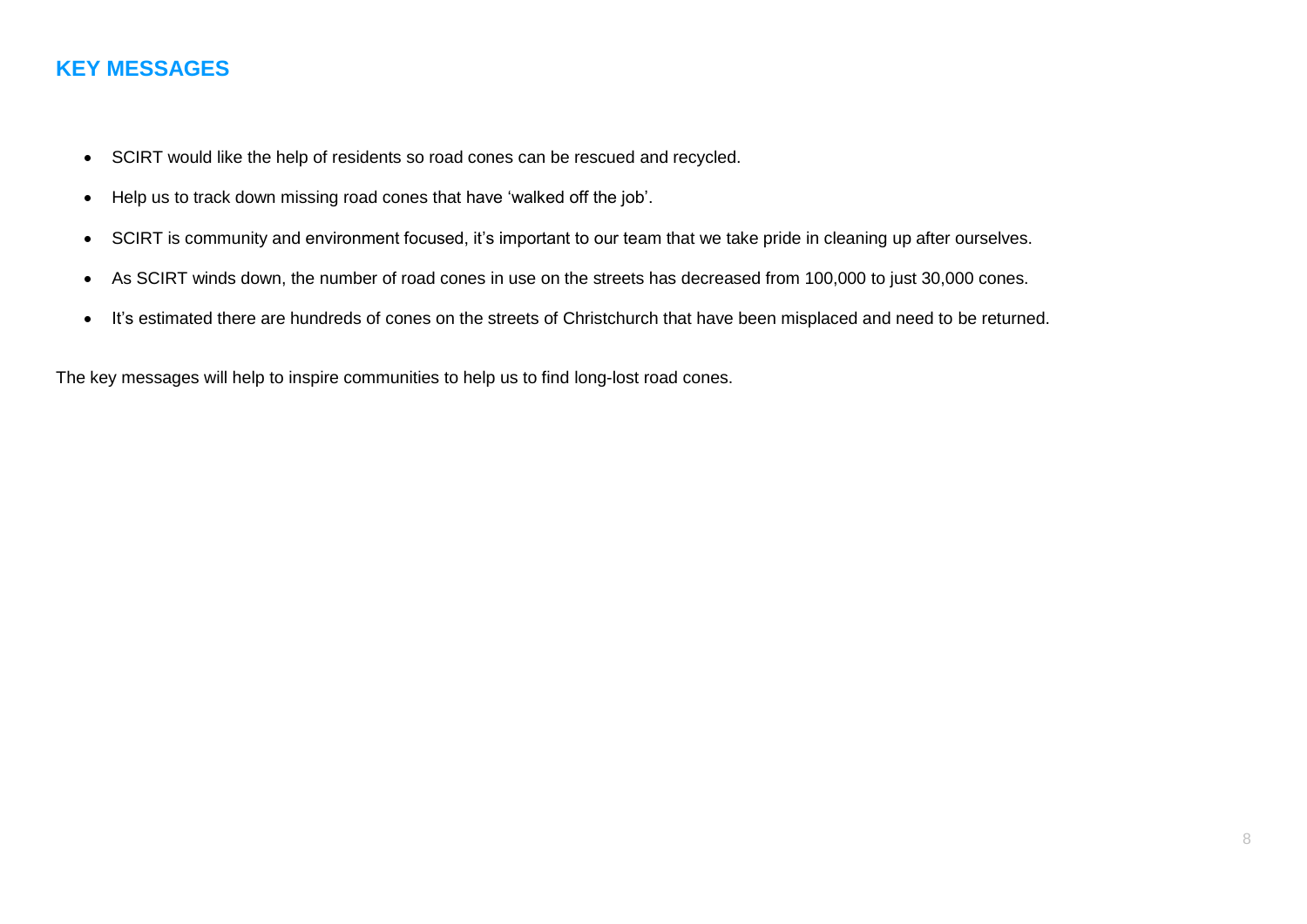## KEY MESSAGES

- SCIRT would like the help of residents so road cones can be rescued and recycled.
- Help us to track down missing road cones that have 'walked off the job'.
- SCIRT is community and environment focused, it's important to our team that we take pride in cleaning up after ourselves.
- As SCIRT winds down, the number of road cones in use on the streets has decreased from 100,000 to just 30,000 cones.
- It's estimated there are hundreds of cones on the streets of Christchurch that have been misplaced and need to be returned.

The key messages will help to inspire communities to help us to find long-lost road cones.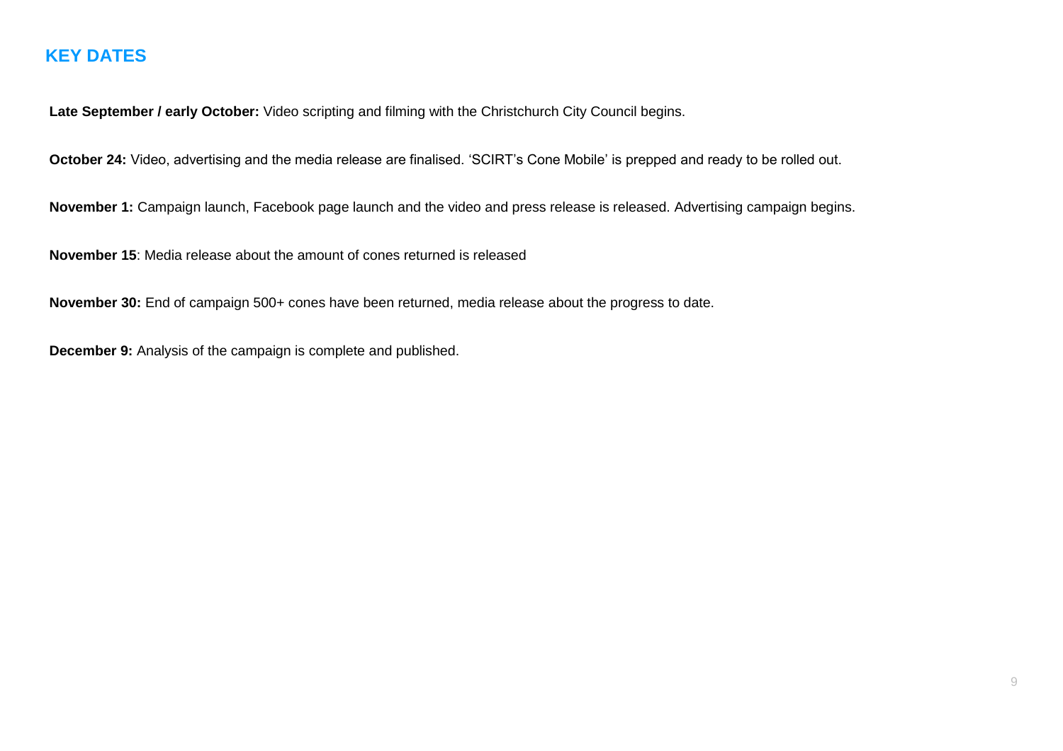## KEY DATES

**Late September / early October:** Video scripting and filming with the Christchurch City Council begins.

**October 24:** Video, advertising and the media release are finalised. 'SCIRT's Cone Mobile' is prepped and ready to be rolled out.

**November 1:** Campaign launch, Facebook page launch and the video and press release is released. Advertising campaign begins.

**November 15**: Media release about the amount of cones returned is released

**November 30:** End of campaign 500+ cones have been returned, media release about the progress to date.

**December 9:** Analysis of the campaign is complete and published.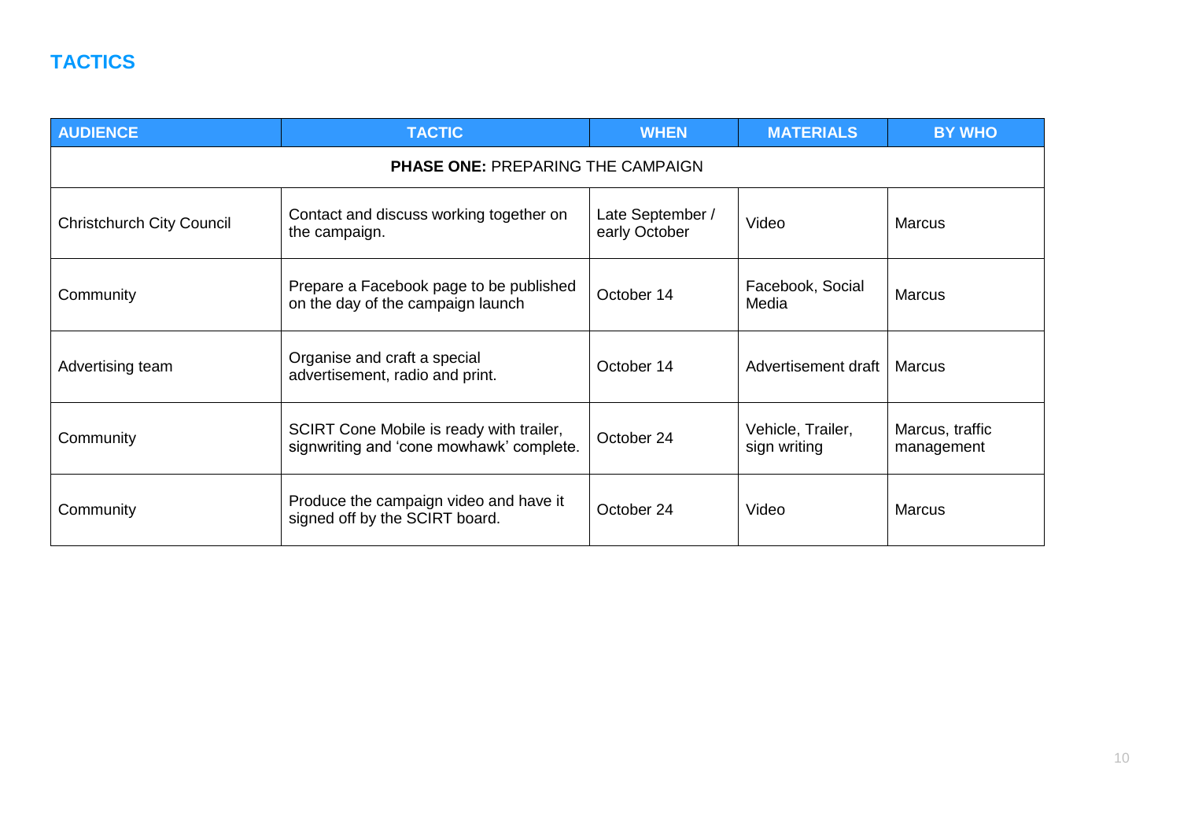## TACTICS

| AUDIENCE | TACTIC | WHEN | MATERIALS | BY WHO |
|---|---|---|---|---|
| **PHASE ONE:** PREPARING THE CAMPAIGN | | | | |
| Christchurch City Council | Contact and discuss working together on the campaign. | Late September / early October | Video | Marcus |
| Community | Prepare a Facebook page to be published on the day of the campaign launch | October 14 | Facebook, Social Media | Marcus |
| Advertising team | Organise and craft a special advertisement, radio and print. | October 14 | Advertisement draft | Marcus |
| Community | SCIRT Cone Mobile is ready with trailer, signwriting and 'cone mowhawk' complete. | October 24 | Vehicle, Trailer, sign writing | Marcus, traffic management |
| Community | Produce the campaign video and have it signed off by the SCIRT board. | October 24 | Video | Marcus |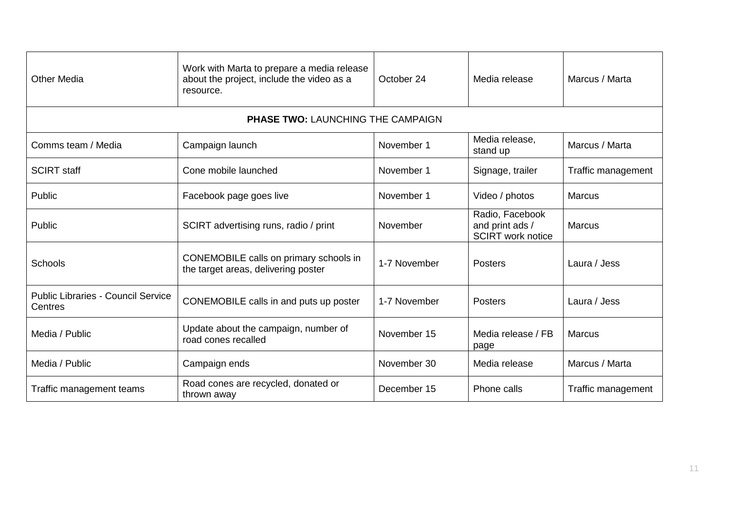| Other Media | Work with Marta to prepare a media release about the project, include the video as a resource. | October 24 | Media release | Marcus / Marta |
|---|---|---|---|---|
| **PHASE TWO:** LAUNCHING THE CAMPAIGN | | | | |
| Comms team / Media | Campaign launch | November 1 | Media release, stand up | Marcus / Marta |
| SCIRT staff | Cone mobile launched | November 1 | Signage, trailer | Traffic management |
| Public | Facebook page goes live | November 1 | Video / photos | Marcus |
| Public | SCIRT advertising runs, radio / print | November | Radio, Facebook and print ads / SCIRT work notice | Marcus |
| Schools | CONEMOBILE calls on primary schools in the target areas, delivering poster | 1-7 November | Posters | Laura / Jess |
| Public Libraries - Council Service Centres | CONEMOBILE calls in and puts up poster | 1-7 November | Posters | Laura / Jess |
| Media / Public | Update about the campaign, number of road cones recalled | November 15 | Media release / FB page | Marcus |
| Media / Public | Campaign ends | November 30 | Media release | Marcus / Marta |
| Traffic management teams | Road cones are recycled, donated or thrown away | December 15 | Phone calls | Traffic management |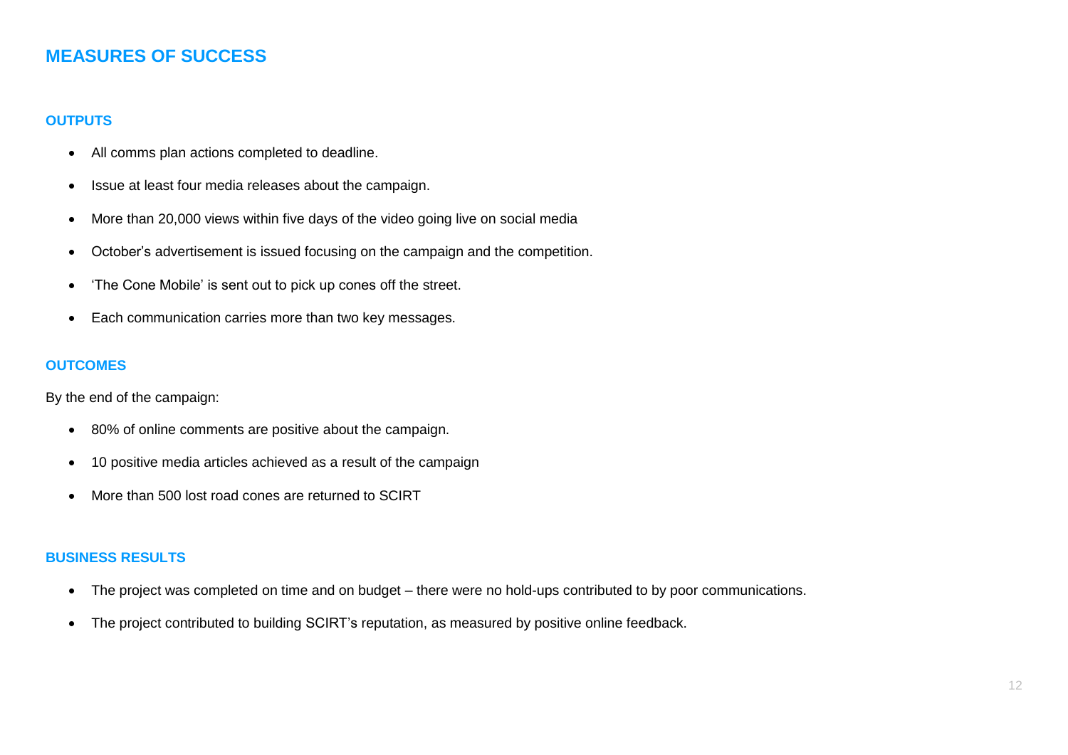# MEASURES OF SUCCESS

## OUTPUTS

- All comms plan actions completed to deadline.
- Issue at least four media releases about the campaign.
- More than 20,000 views within five days of the video going live on social media
- October's advertisement is issued focusing on the campaign and the competition.
- 'The Cone Mobile' is sent out to pick up cones off the street.
- Each communication carries more than two key messages.

## OUTCOMES

By the end of the campaign:

- 80% of online comments are positive about the campaign.
- 10 positive media articles achieved as a result of the campaign
- More than 500 lost road cones are returned to SCIRT

## BUSINESS RESULTS

- The project was completed on time and on budget – there were no hold-ups contributed to by poor communications.
- The project contributed to building SCIRT's reputation, as measured by positive online feedback.